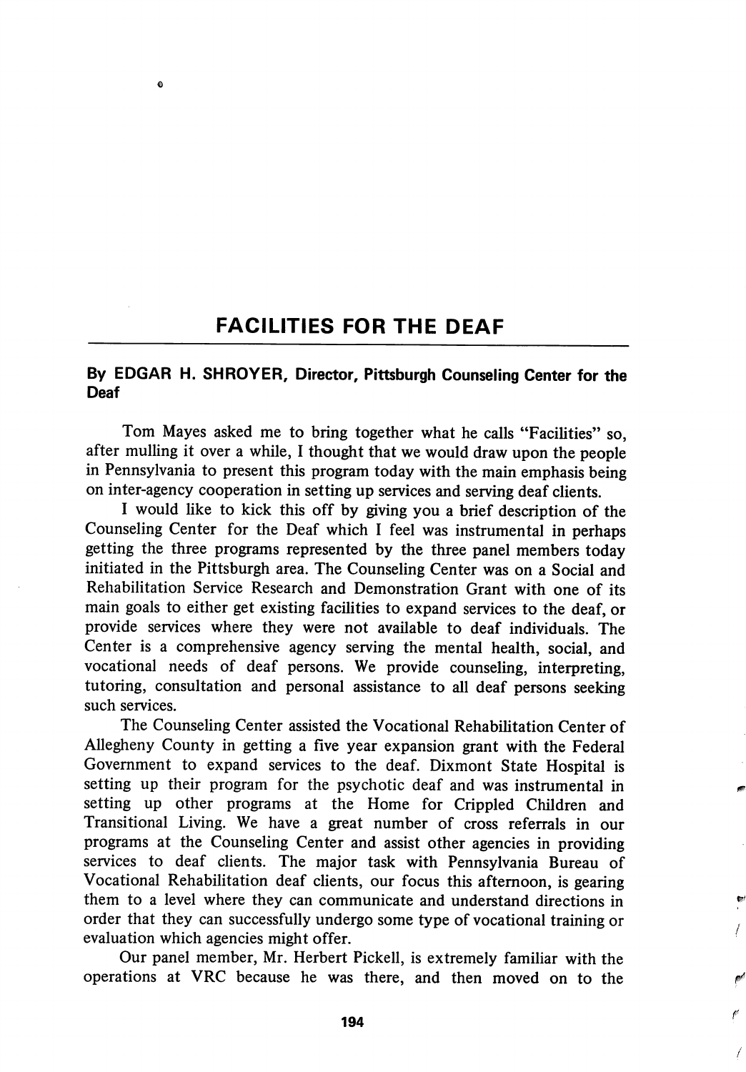# FACILITIES FOR THE DEAF

**By EDGAR H. SHROYER, Director, Pittsburgh Counseling Center for the Deaf**

Tom Mayes asked me to bring together what he calls "Facilities" so, after mulling it over a while, I thought that we would draw upon the people in Pennsylvania to present this program today with the main emphasis being on inter-agency cooperation in setting up services and serving deaf clients.

I would like to kick this off by giving you a brief description of the Counseling Center for the Deaf which I feel was instrumental in perhaps getting the three programs represented by the three panel members today initiated in the Pittsburgh area. The Counseling Center was on a Social and Rehabilitation Service Research and Demonstration Grant with one of its main goals to either get existing facilities to expand services to the deaf, or provide services where they were not available to deaf individuals. The Center is a comprehensive agency serving the mental health, social, and vocational needs of deaf persons. We provide counseling, interpreting, tutoring, consultation and personal assistance to all deaf persons seeking such services.

The Counseling Center assisted the Vocational Rehabilitation Center of Allegheny County in getting a five year expansion grant with the Federal Government to expand services to the deaf. Dixmont State Hospital is setting up their program for the psychotic deaf and was instrumental in setting up other programs at the Home for Crippled Children and Transitional Living. We have a great number of cross referrals in our programs at the Counseling Center and assist other agencies in providing services to deaf clients. The major task with Pennsylvania Bureau of Vocational Rehabilitation deaf clients, our focus this afternoon, is gearing them to a level where they can communicate and understand directions in order that they can successfully undergo some type of vocational training or evaluation which agencies might offer.

Our panel member, Mr. Herbert Pickell, is extremely familiar with the operations at VRC because he was there, and then moved on to the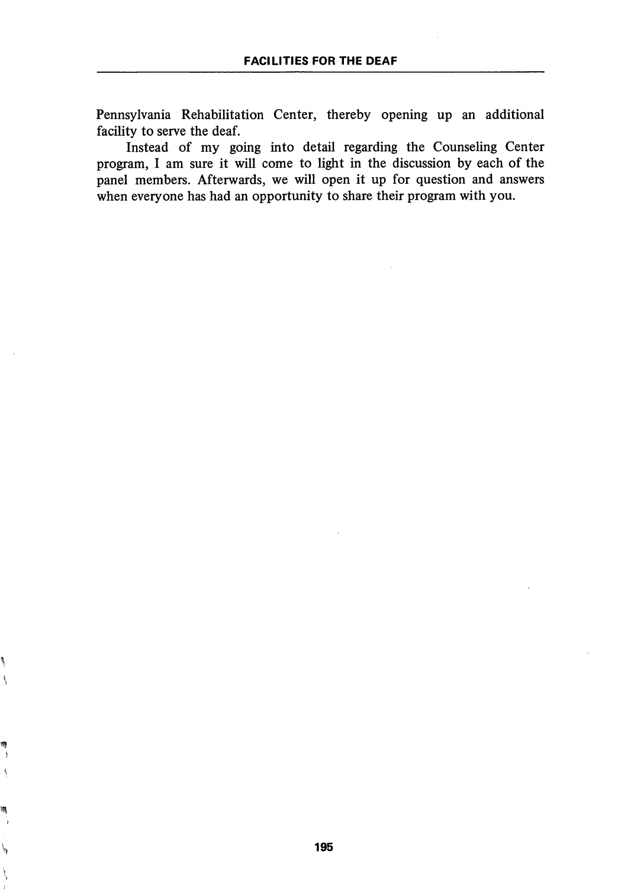Pennsylvania Rehabilitation Center, thereby opening up an additional facility to serve the deaf.

Instead of my going into detail regarding the Counseling Center program, I am sure it will come to light in the discussion by each of the panel members. Afterwards, we will open it up for question and answers when everyone has had an opportunity to share their program with you.